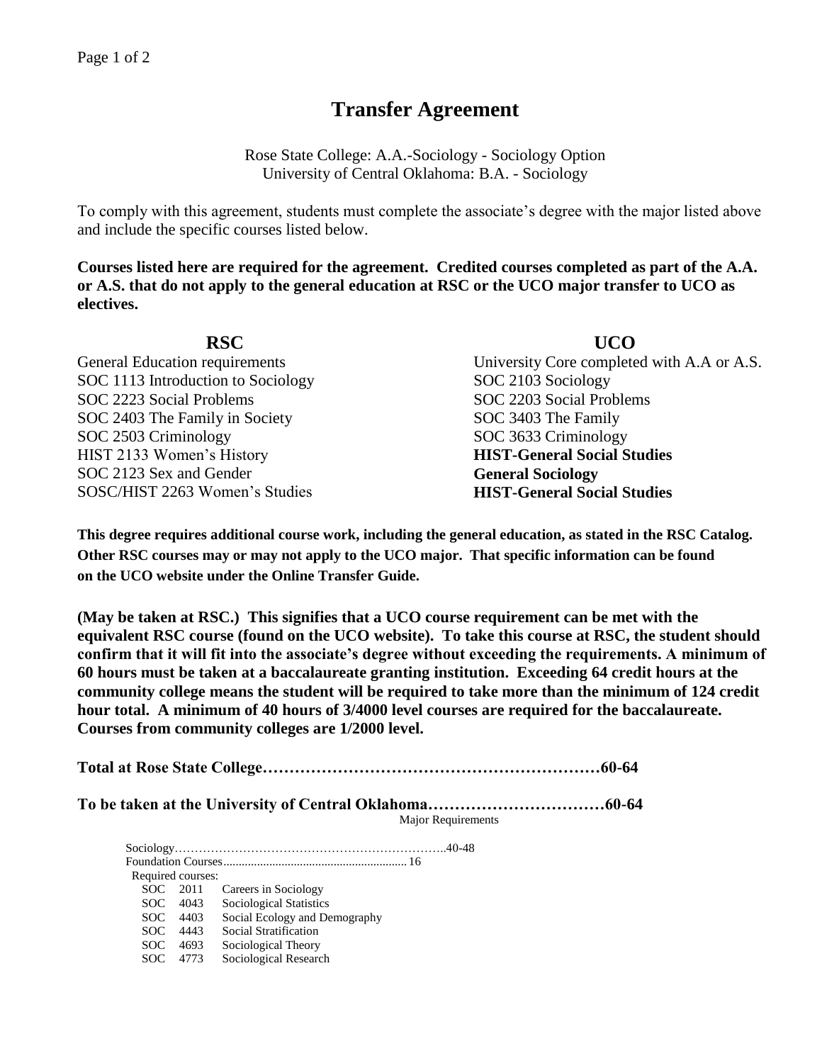# Transfer Agreement

Rose State College: A.A.-Sociology - Sociology Option
University of Central Oklahoma: B.A. - Sociology

To comply with this agreement, students must complete the associate's degree with the major listed above and include the specific courses listed below.

**Courses listed here are required for the agreement. Credited courses completed as part of the A.A. or A.S. that do not apply to the general education at RSC or the UCO major transfer to UCO as electives.**

| RSC | UCO |
|---|---|
| General Education requirements | University Core completed with A.A or A.S. |
| SOC 1113 Introduction to Sociology | SOC 2103 Sociology |
| SOC 2223 Social Problems | SOC 2203 Social Problems |
| SOC 2403 The Family in Society | SOC 3403 The Family |
| SOC 2503 Criminology | SOC 3633 Criminology |
| HIST 2133 Women's History | **HIST-General Social Studies** |
| SOC 2123 Sex and Gender | **General Sociology** |
| SOSC/HIST 2263 Women's Studies | **HIST-General Social Studies** |

**This degree requires additional course work, including the general education, as stated in the RSC Catalog. Other RSC courses may or may not apply to the UCO major. That specific information can be found on the UCO website under the Online Transfer Guide.**

**(May be taken at RSC.) This signifies that a UCO course requirement can be met with the equivalent RSC course (found on the UCO website). To take this course at RSC, the student should confirm that it will fit into the associate's degree without exceeding the requirements. A minimum of 60 hours must be taken at a baccalaureate granting institution. Exceeding 64 credit hours at the community college means the student will be required to take more than the minimum of 124 credit hour total. A minimum of 40 hours of 3/4000 level courses are required for the baccalaureate. Courses from community colleges are 1/2000 level.**

**Total at Rose State College……………………………………………………60-64**

**To be taken at the University of Central Oklahoma……………………………60-64**

Major Requirements

Sociology…………………………………………………………..40-48

Foundation Courses............................................................ 16

Required courses:

| | | |
|---|---|---|
| SOC | 2011 | Careers in Sociology |
| SOC | 4043 | Sociological Statistics |
| SOC | 4403 | Social Ecology and Demography |
| SOC | 4443 | Social Stratification |
| SOC | 4693 | Sociological Theory |
| SOC | 4773 | Sociological Research |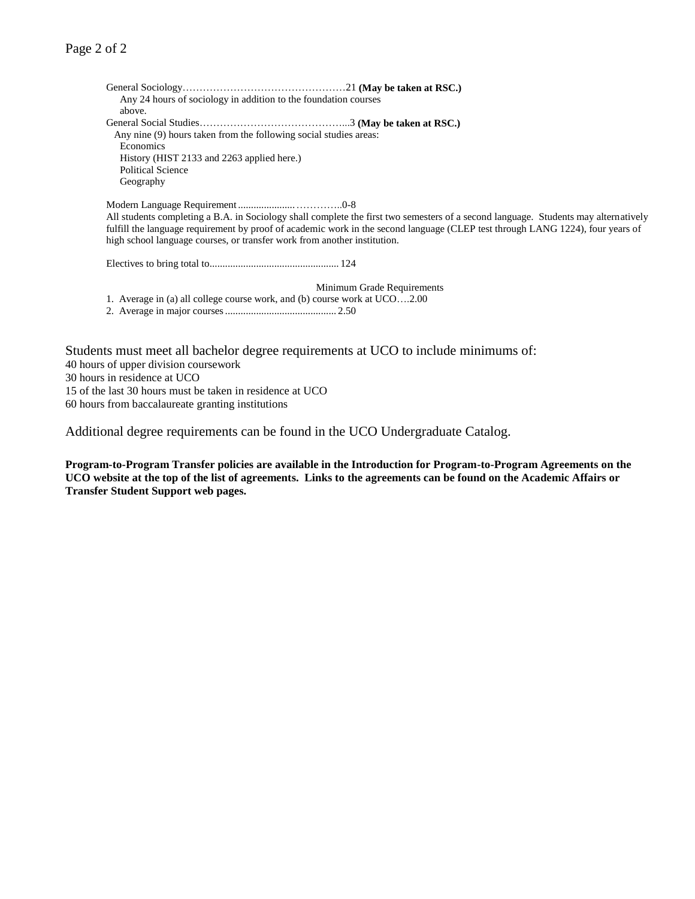General Sociology……………………………………………21 **(May be taken at RSC.)**
Any 24 hours of sociology in addition to the foundation courses above.

General Social Studies……………………………………...3 **(May be taken at RSC.)**
Any nine (9) hours taken from the following social studies areas:
- Economics
- History (HIST 2133 and 2263 applied here.)
- Political Science
- Geography

Modern Language Requirement..................... …………..0-8
All students completing a B.A. in Sociology shall complete the first two semesters of a second language. Students may alternatively fulfill the language requirement by proof of academic work in the second language (CLEP test through LANG 1224), four years of high school language courses, or transfer work from another institution.

Electives to bring total to.................................................. 124

Minimum Grade Requirements

1. Average in (a) all college course work, and (b) course work at UCO….2.00
2. Average in major courses ........................................... 2.50

Students must meet all bachelor degree requirements at UCO to include minimums of:
40 hours of upper division coursework
30 hours in residence at UCO
15 of the last 30 hours must be taken in residence at UCO
60 hours from baccalaureate granting institutions

Additional degree requirements can be found in the UCO Undergraduate Catalog.

**Program-to-Program Transfer policies are available in the Introduction for Program-to-Program Agreements on the UCO website at the top of the list of agreements. Links to the agreements can be found on the Academic Affairs or Transfer Student Support web pages.**